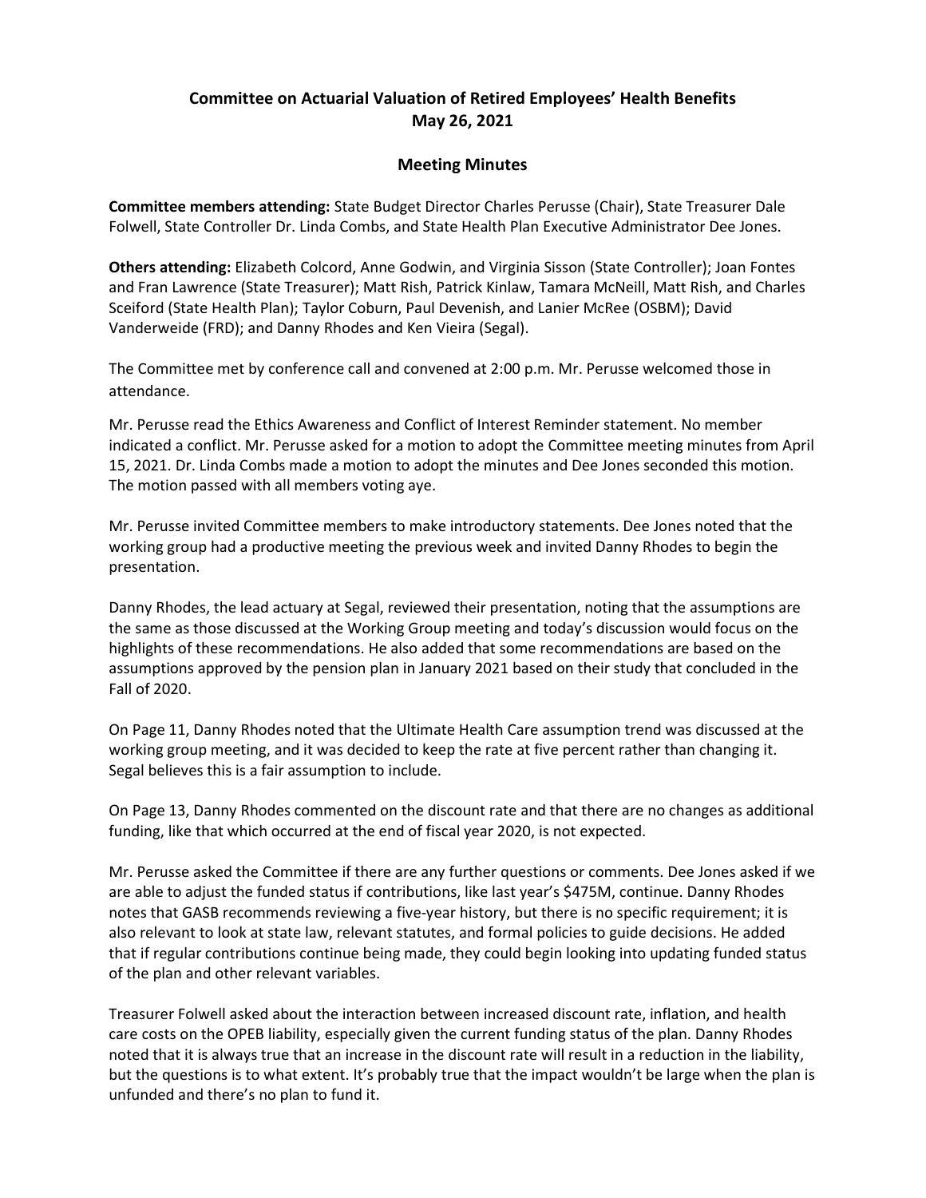# Committee on Actuarial Valuation of Retired Employees' Health Benefits
# May 26, 2021

## Meeting Minutes

**Committee members attending:** State Budget Director Charles Perusse (Chair), State Treasurer Dale Folwell, State Controller Dr. Linda Combs, and State Health Plan Executive Administrator Dee Jones.

**Others attending:** Elizabeth Colcord, Anne Godwin, and Virginia Sisson (State Controller); Joan Fontes and Fran Lawrence (State Treasurer); Matt Rish, Patrick Kinlaw, Tamara McNeill, Matt Rish, and Charles Sceiford (State Health Plan); Taylor Coburn, Paul Devenish, and Lanier McRee (OSBM); David Vanderweide (FRD); and Danny Rhodes and Ken Vieira (Segal).

The Committee met by conference call and convened at 2:00 p.m. Mr. Perusse welcomed those in attendance.

Mr. Perusse read the Ethics Awareness and Conflict of Interest Reminder statement. No member indicated a conflict. Mr. Perusse asked for a motion to adopt the Committee meeting minutes from April 15, 2021. Dr. Linda Combs made a motion to adopt the minutes and Dee Jones seconded this motion. The motion passed with all members voting aye.

Mr. Perusse invited Committee members to make introductory statements. Dee Jones noted that the working group had a productive meeting the previous week and invited Danny Rhodes to begin the presentation.

Danny Rhodes, the lead actuary at Segal, reviewed their presentation, noting that the assumptions are the same as those discussed at the Working Group meeting and today's discussion would focus on the highlights of these recommendations. He also added that some recommendations are based on the assumptions approved by the pension plan in January 2021 based on their study that concluded in the Fall of 2020.

On Page 11, Danny Rhodes noted that the Ultimate Health Care assumption trend was discussed at the working group meeting, and it was decided to keep the rate at five percent rather than changing it. Segal believes this is a fair assumption to include.

On Page 13, Danny Rhodes commented on the discount rate and that there are no changes as additional funding, like that which occurred at the end of fiscal year 2020, is not expected.

Mr. Perusse asked the Committee if there are any further questions or comments. Dee Jones asked if we are able to adjust the funded status if contributions, like last year's $475M, continue. Danny Rhodes notes that GASB recommends reviewing a five-year history, but there is no specific requirement; it is also relevant to look at state law, relevant statutes, and formal policies to guide decisions. He added that if regular contributions continue being made, they could begin looking into updating funded status of the plan and other relevant variables.

Treasurer Folwell asked about the interaction between increased discount rate, inflation, and health care costs on the OPEB liability, especially given the current funding status of the plan. Danny Rhodes noted that it is always true that an increase in the discount rate will result in a reduction in the liability, but the questions is to what extent. It's probably true that the impact wouldn't be large when the plan is unfunded and there's no plan to fund it.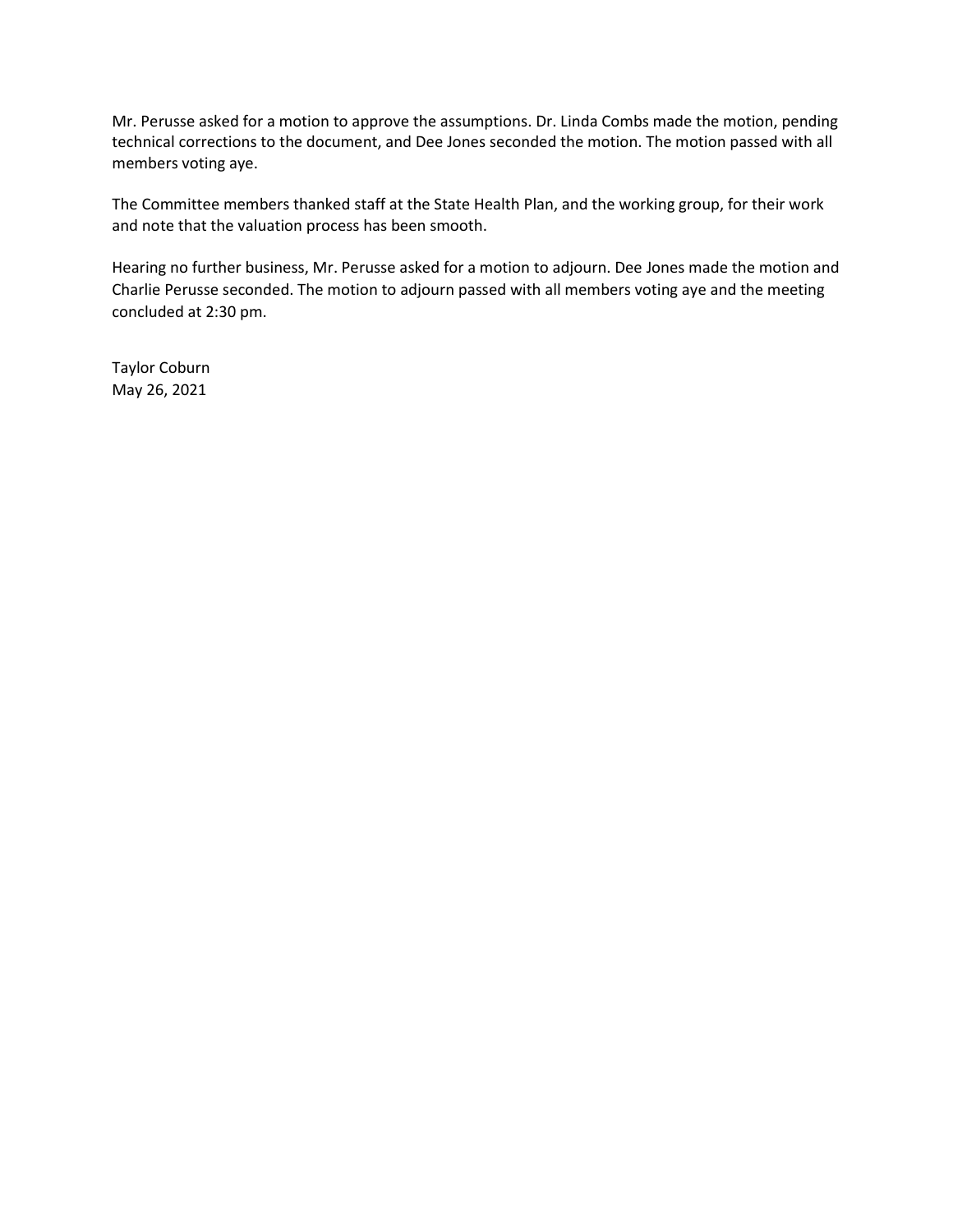Mr. Perusse asked for a motion to approve the assumptions. Dr. Linda Combs made the motion, pending technical corrections to the document, and Dee Jones seconded the motion. The motion passed with all members voting aye.

The Committee members thanked staff at the State Health Plan, and the working group, for their work and note that the valuation process has been smooth.

Hearing no further business, Mr. Perusse asked for a motion to adjourn. Dee Jones made the motion and Charlie Perusse seconded. The motion to adjourn passed with all members voting aye and the meeting concluded at 2:30 pm.

Taylor Coburn
May 26, 2021